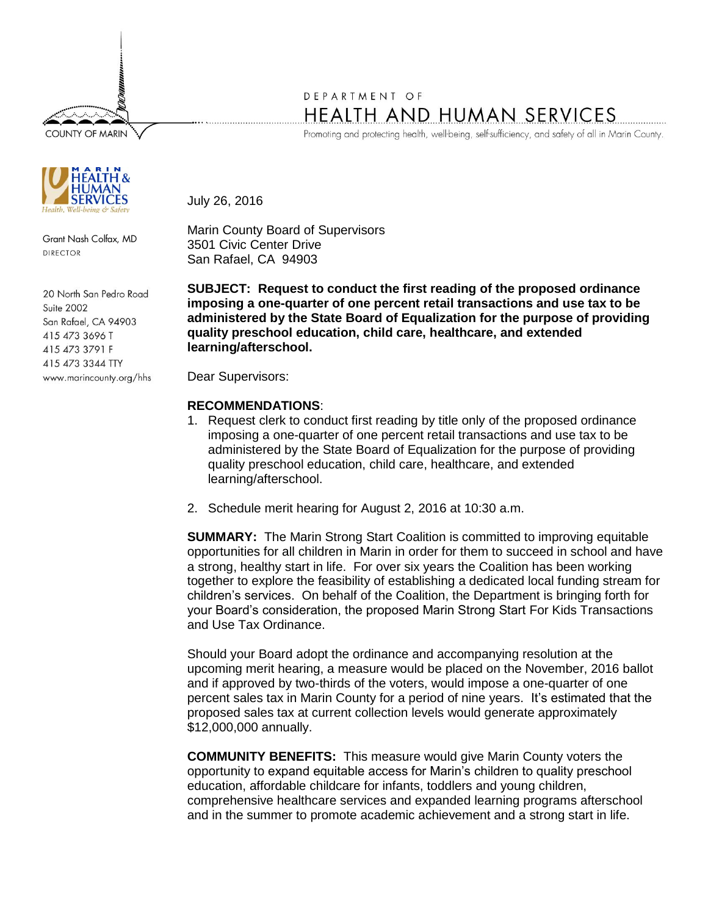COUNTY OF MARIN

DEPARTMENT OF
HEALTH AND HUMAN SERVICES
Promoting and protecting health, well-being, self-sufficiency, and safety of all in Marin County.

MARIN HEALTH & HUMAN SERVICES
Health, Well-being & Safety

Grant Nash Colfax, MD
DIRECTOR

20 North San Pedro Road
Suite 2002
San Rafael, CA 94903
415 473 3696 T
415 473 3791 F
415 473 3344 TTY
www.marincounty.org/hhs

July 26, 2016

Marin County Board of Supervisors
3501 Civic Center Drive
San Rafael, CA 94903

**SUBJECT: Request to conduct the first reading of the proposed ordinance imposing a one-quarter of one percent retail transactions and use tax to be administered by the State Board of Equalization for the purpose of providing quality preschool education, child care, healthcare, and extended learning/afterschool.**

Dear Supervisors:

**RECOMMENDATIONS**:

1. Request clerk to conduct first reading by title only of the proposed ordinance imposing a one-quarter of one percent retail transactions and use tax to be administered by the State Board of Equalization for the purpose of providing quality preschool education, child care, healthcare, and extended learning/afterschool.
2. Schedule merit hearing for August 2, 2016 at 10:30 a.m.

**SUMMARY:** The Marin Strong Start Coalition is committed to improving equitable opportunities for all children in Marin in order for them to succeed in school and have a strong, healthy start in life. For over six years the Coalition has been working together to explore the feasibility of establishing a dedicated local funding stream for children's services. On behalf of the Coalition, the Department is bringing forth for your Board's consideration, the proposed Marin Strong Start For Kids Transactions and Use Tax Ordinance.

Should your Board adopt the ordinance and accompanying resolution at the upcoming merit hearing, a measure would be placed on the November, 2016 ballot and if approved by two-thirds of the voters, would impose a one-quarter of one percent sales tax in Marin County for a period of nine years. It's estimated that the proposed sales tax at current collection levels would generate approximately $12,000,000 annually.

**COMMUNITY BENEFITS:** This measure would give Marin County voters the opportunity to expand equitable access for Marin's children to quality preschool education, affordable childcare for infants, toddlers and young children, comprehensive healthcare services and expanded learning programs afterschool and in the summer to promote academic achievement and a strong start in life.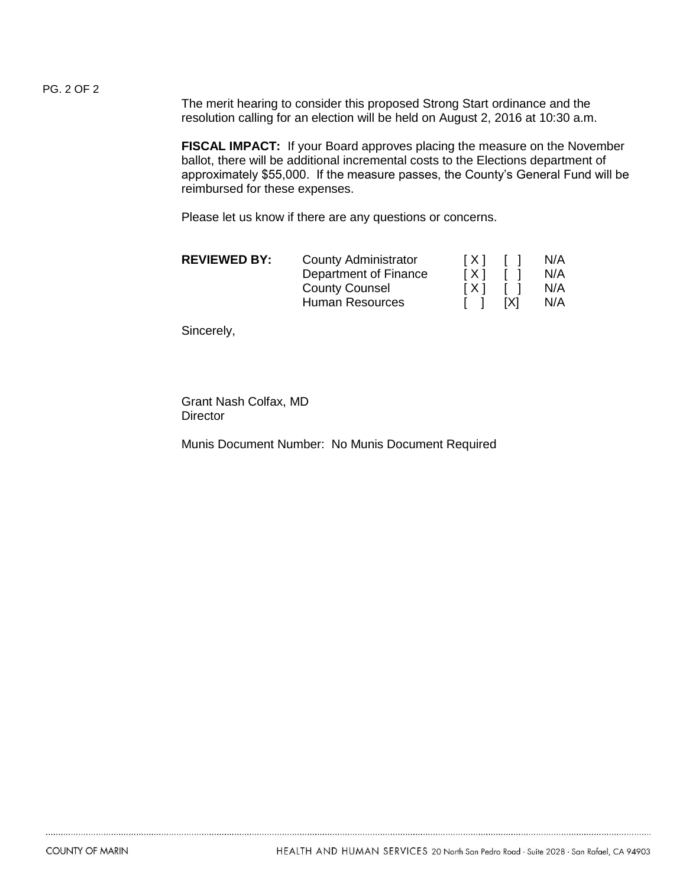The merit hearing to consider this proposed Strong Start ordinance and the resolution calling for an election will be held on August 2, 2016 at 10:30 a.m.

**FISCAL IMPACT:** If your Board approves placing the measure on the November ballot, there will be additional incremental costs to the Elections department of approximately $55,000. If the measure passes, the County's General Fund will be reimbursed for these expenses.

Please let us know if there are any questions or concerns.

| | | | | |
|---|---|---|---|---|
| **REVIEWED BY:** | County Administrator | [ X ] | [ ] | N/A |
| | Department of Finance | [ X ] | [ ] | N/A |
| | County Counsel | [ X ] | [ ] | N/A |
| | Human Resources | [ ] | [X] | N/A |

Sincerely,

Grant Nash Colfax, MD
Director

Munis Document Number: No Munis Document Required